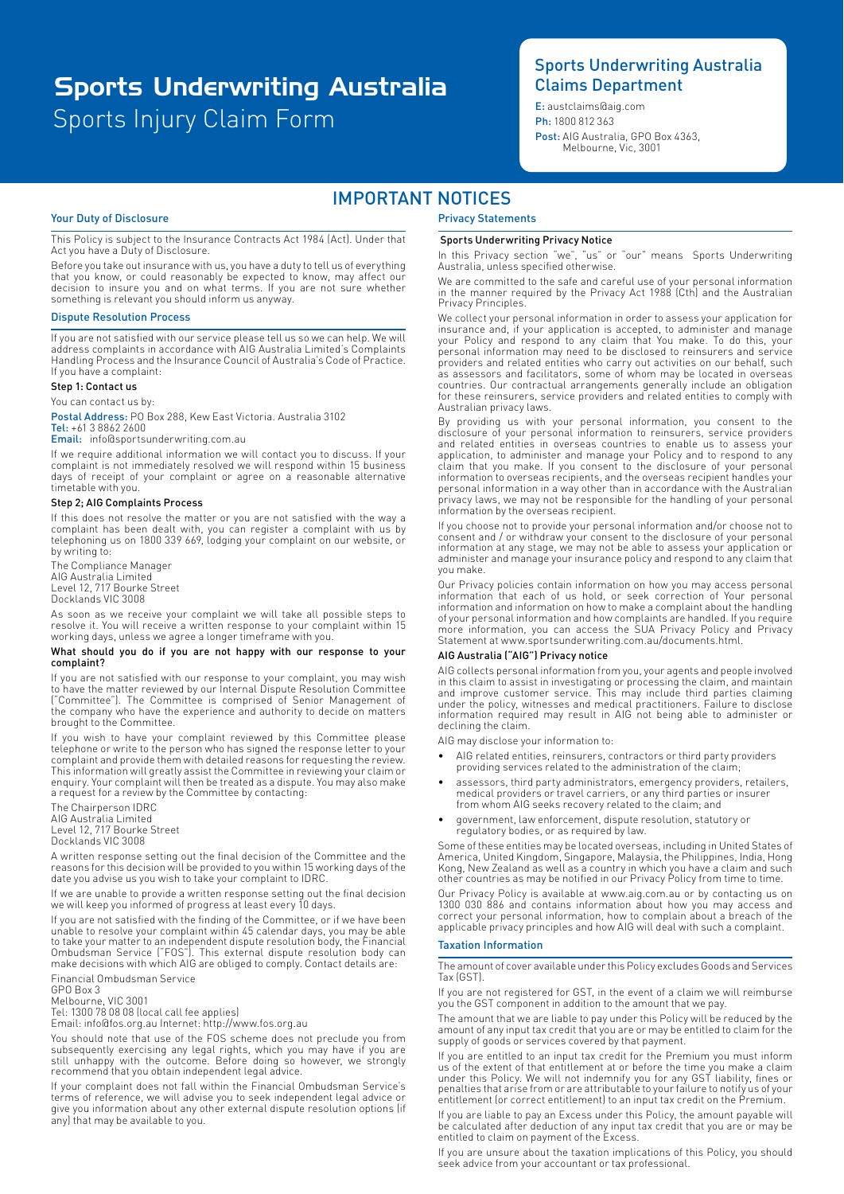# Sports Underwriting Australia

## Sports Injury Claim Form

### Sports Underwriting Australia Claims Department

**E:** austclaims@aig.com
**Ph:** 1800 812 363
**Post:** AIG Australia, GPO Box 4363, Melbourne, Vic, 3001

## IMPORTANT NOTICES

### Your Duty of Disclosure

This Policy is subject to the Insurance Contracts Act 1984 (Act). Under that Act you have a Duty of Disclosure.

Before you take out insurance with us, you have a duty to tell us of everything that you know, or could reasonably be expected to know, may affect our decision to insure you and on what terms. If you are not sure whether something is relevant you should inform us anyway.

### Dispute Resolution Process

If you are not satisfied with our service please tell us so we can help. We will address complaints in accordance with AIG Australia Limited's Complaints Handling Process and the Insurance Council of Australia's Code of Practice. If you have a complaint:

**Step 1: Contact us**

You can contact us by:

**Postal Address:** PO Box 288, Kew East Victoria. Australia 3102
**Tel:** +61 3 8862 2600
**Email:** info@sportsunderwriting.com.au

If we require additional information we will contact you to discuss. If your complaint is not immediately resolved we will respond within 15 business days of receipt of your complaint or agree on a reasonable alternative timetable with you.

**Step 2; AIG Complaints Process**

If this does not resolve the matter or you are not satisfied with the way a complaint has been dealt with, you can register a complaint with us by telephoning us on 1800 339 669, lodging your complaint on our website, or by writing to:

The Compliance Manager
AIG Australia Limited
Level 12, 717 Bourke Street
Docklands VIC 3008

As soon as we receive your complaint we will take all possible steps to resolve it. You will receive a written response to your complaint within 15 working days, unless we agree a longer timeframe with you.

**What should you do if you are not happy with our response to your complaint?**

If you are not satisfied with our response to your complaint, you may wish to have the matter reviewed by our Internal Dispute Resolution Committee ("Committee"). The Committee is comprised of Senior Management of the company who have the experience and authority to decide on matters brought to the Committee.

If you wish to have your complaint reviewed by this Committee please telephone or write to the person who has signed the response letter to your complaint and provide them with detailed reasons for requesting the review. This information will greatly assist the Committee in reviewing your claim or enquiry. Your complaint will then be treated as a dispute. You may also make a request for a review by the Committee by contacting:

The Chairperson IDRC
AIG Australia Limited
Level 12, 717 Bourke Street
Docklands VIC 3008

A written response setting out the final decision of the Committee and the reasons for this decision will be provided to you within 15 working days of the date you advise us you wish to take your complaint to IDRC.

If we are unable to provide a written response setting out the final decision we will keep you informed of progress at least every 10 days.

If you are not satisfied with the finding of the Committee, or if we have been unable to resolve your complaint within 45 calendar days, you may be able to take your matter to an independent dispute resolution body, the Financial Ombudsman Service ("FOS"). This external dispute resolution body can make decisions with which AIG are obliged to comply. Contact details are:

Financial Ombudsman Service
GPO Box 3
Melbourne, VIC 3001
Tel: 1300 78 08 08 (local call fee applies)
Email: info@fos.org.au Internet: http://www.fos.org.au

You should note that use of the FOS scheme does not preclude you from subsequently exercising any legal rights, which you may have if you are still unhappy with the outcome. Before doing so however, we strongly recommend that you obtain independent legal advice.

If your complaint does not fall within the Financial Ombudsman Service's terms of reference, we will advise you to seek independent legal advice or give you information about any other external dispute resolution options (if any) that may be available to you.

### Privacy Statements

**Sports Underwriting Privacy Notice**

In this Privacy section "we", "us" or "our" means Sports Underwriting Australia, unless specified otherwise.

We are committed to the safe and careful use of your personal information in the manner required by the Privacy Act 1988 (Cth) and the Australian Privacy Principles.

We collect your personal information in order to assess your application for insurance and, if your application is accepted, to administer and manage your Policy and respond to any claim that You make. To do this, your personal information may need to be disclosed to reinsurers and service providers and related entities who carry out activities on our behalf, such as assessors and facilitators, some of whom may be located in overseas countries. Our contractual arrangements generally include an obligation for these reinsurers, service providers and related entities to comply with Australian privacy laws.

By providing us with your personal information, you consent to the disclosure of your personal information to reinsurers, service providers and related entities in overseas countries to enable us to assess your application, to administer and manage your Policy and to respond to any claim that you make. If you consent to the disclosure of your personal information to overseas recipients, and the overseas recipient handles your personal information in a way other than in accordance with the Australian privacy laws, we may not be responsible for the handling of your personal information by the overseas recipient.

If you choose not to provide your personal information and/or choose not to consent and / or withdraw your consent to the disclosure of your personal information at any stage, we may not be able to assess your application or administer and manage your insurance policy and respond to any claim that you make.

Our Privacy policies contain information on how you may access personal information that each of us hold, or seek correction of Your personal information and information on how to make a complaint about the handling of your personal information and how complaints are handled. If you require more information, you can access the SUA Privacy Policy and Privacy Statement at www.sportsunderwriting.com.au/documents.html.

**AIG Australia ("AIG") Privacy notice**

AIG collects personal information from you, your agents and people involved in this claim to assist in investigating or processing the claim, and maintain and improve customer service. This may include third parties claiming under the policy, witnesses and medical practitioners. Failure to disclose information required may result in AIG not being able to administer or declining the claim.

AIG may disclose your information to:

- AIG related entities, reinsurers, contractors or third party providers providing services related to the administration of the claim;
- assessors, third party administrators, emergency providers, retailers, medical providers or travel carriers, or any third parties or insurer from whom AIG seeks recovery related to the claim; and
- government, law enforcement, dispute resolution, statutory or regulatory bodies, or as required by law.

Some of these entities may be located overseas, including in United States of America, United Kingdom, Singapore, Malaysia, the Philippines, India, Hong Kong, New Zealand as well as a country in which you have a claim and such other countries as may be notified in our Privacy Policy from time to time.

Our Privacy Policy is available at www.aig.com.au or by contacting us on 1300 030 886 and contains information about how you may access and correct your personal information, how to complain about a breach of the applicable privacy principles and how AIG will deal with such a complaint.

### Taxation Information

The amount of cover available under this Policy excludes Goods and Services Tax (GST).

If you are not registered for GST, in the event of a claim we will reimburse you the GST component in addition to the amount that we pay.

The amount that we are liable to pay under this Policy will be reduced by the amount of any input tax credit that you are or may be entitled to claim for the supply of goods or services covered by that payment.

If you are entitled to an input tax credit for the Premium you must inform us of the extent of that entitlement at or before the time you make a claim under this Policy. We will not indemnify you for any GST liability, fines or penalties that arise from or are attributable to your failure to notify us of your entitlement (or correct entitlement) to an input tax credit on the Premium.

If you are liable to pay an Excess under this Policy, the amount payable will be calculated after deduction of any input tax credit that you are or may be entitled to claim on payment of the Excess.

If you are unsure about the taxation implications of this Policy, you should seek advice from your accountant or tax professional.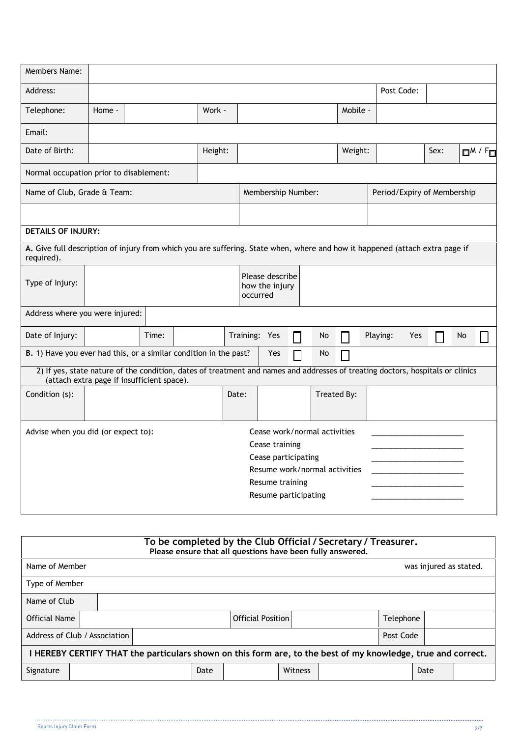| Members Name: | | | | | | | |
|---|---|---|---|---|---|---|---|
| Address: | | | | | | Post Code: | |
| Telephone: | Home - | | Work - | | Mobile - | | |
| Email: | | | | | | | |
| Date of Birth: | | Height: | | Weight: | | Sex: | ☐M / F☐ |
| Normal occupation prior to disablement: | | | | | | | |

| Name of Club, Grade & Team: | Membership Number: | Period/Expiry of Membership |
|---|---|---|
| | | |

**DETAILS OF INJURY:**

**A.** Give full description of injury from which you are suffering. State when, where and how it happened (attach extra page if required).

| Type of Injury: | | Please describe how the injury occurred | |
|---|---|---|---|
| Address where you were injured: | | | |

| Date of Injury: | | Time: | | Training: Yes ☐ No ☐ | Playing: Yes ☐ No ☐ |
|---|---|---|---|---|---|

**B.** 1) Have you ever had this, or a similar condition in the past? Yes ☐ No ☐

2) If yes, state nature of the condition, dates of treatment and names and addresses of treating doctors, hospitals or clinics (attach extra page if insufficient space).

| Condition (s): | | Date: | | Treated By: | |
|---|---|---|---|---|---|

Advise when you did (or expect to):

- Cease work/normal activities ______________________
- Cease training ______________________
- Cease participating ______________________
- Resume work/normal activities ______________________
- Resume training ______________________
- Resume participating ______________________

## To be completed by the Club Official / Secretary / Treasurer.

**Please ensure that all questions have been fully answered.**

| Name of Member | | | | | was injured as stated. |
|---|---|---|---|---|---|
| Type of Member | | | | | |
| Name of Club | | | | | |
| Official Name | | Official Position | | Telephone | |
| Address of Club / Association | | | | Post Code | |

**I HEREBY CERTIFY THAT the particulars shown on this form are, to the best of my knowledge, true and correct.**

| Signature | | Date | | Witness | | Date | |
|---|---|---|---|---|---|---|---|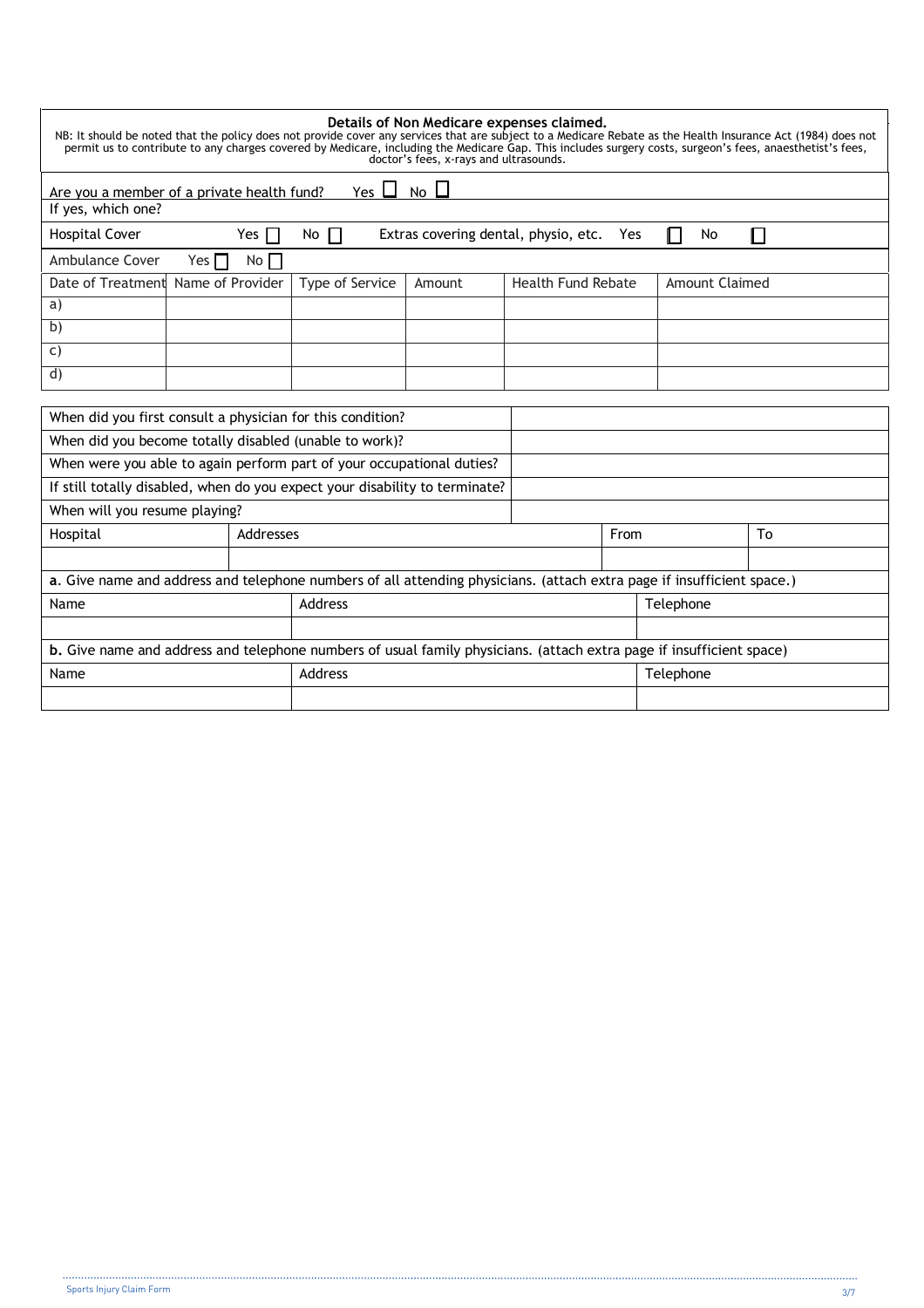**Details of Non Medicare expenses claimed.**

NB: It should be noted that the policy does not provide cover any services that are subject to a Medicare Rebate as the Health Insurance Act (1984) does not permit us to contribute to any charges covered by Medicare, including the Medicare Gap. This includes surgery costs, surgeon's fees, anaesthetist's fees, doctor's fees, x-rays and ultrasounds.

Are you a member of a private health fund? Yes ☐ No ☐

If yes, which one?

Hospital Cover Yes ☐ No ☐ Extras covering dental, physio, etc. Yes ☐ No ☐

Ambulance Cover Yes ☐ No ☐

| Date of Treatment | Name of Provider | Type of Service | Amount | Health Fund Rebate | Amount Claimed |
|---|---|---|---|---|---|
| a) | | | | | |
| b) | | | | | |
| c) | | | | | |
| d) | | | | | |

| | |
|---|---|
| When did you first consult a physician for this condition? | |
| When did you become totally disabled (unable to work)? | |
| When were you able to again perform part of your occupational duties? | |
| If still totally disabled, when do you expect your disability to terminate? | |
| When will you resume playing? | |

| Hospital | Addresses | From | To |
|---|---|---|---|
| | | | |

**a.** Give name and address and telephone numbers of all attending physicians. (attach extra page if insufficient space.)

| Name | Address | Telephone |
|---|---|---|
| | | |

**b.** Give name and address and telephone numbers of usual family physicians. (attach extra page if insufficient space)

| Name | Address | Telephone |
|---|---|---|
| | | |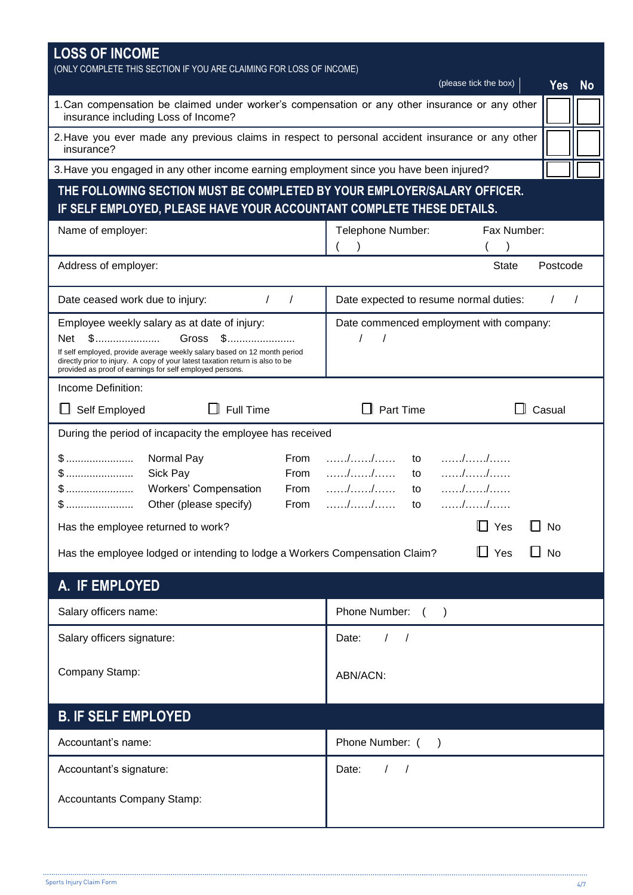## LOSS OF INCOME

(ONLY COMPLETE THIS SECTION IF YOU ARE CLAIMING FOR LOSS OF INCOME)

| (please tick the box) | Yes | No |
|---|---|---|
| 1. Can compensation be claimed under worker's compensation or any other insurance or any other insurance including Loss of Income? | ☐ | ☐ |
| 2. Have you ever made any previous claims in respect to personal accident insurance or any other insurance? | ☐ | ☐ |
| 3. Have you engaged in any other income earning employment since you have been injured? | ☐ | ☐ |

## THE FOLLOWING SECTION MUST BE COMPLETED BY YOUR EMPLOYER/SALARY OFFICER. IF SELF EMPLOYED, PLEASE HAVE YOUR ACCOUNTANT COMPLETE THESE DETAILS.

| | |
|---|---|
| Name of employer: | Telephone Number: ( ) Fax Number: ( ) |
| Address of employer: | State Postcode |
| Date ceased work due to injury: / / | Date expected to resume normal duties: / / |
| Employee weekly salary as at date of injury: Net $...................... Gross $...................... If self employed, provide average weekly salary based on 12 month period directly prior to injury. A copy of your latest taxation return is also to be provided as proof of earnings for self employed persons. | Date commenced employment with company: / / |

Income Definition:

☐ Self Employed ☐ Full Time ☐ Part Time ☐ Casual

During the period of incapacity the employee has received

| | | | | | |
|---|---|---|---|---|---|
| $...................... | Normal Pay | From | ....../....../...... | to | ....../....../...... |
| $...................... | Sick Pay | From | ....../....../...... | to | ....../....../...... |
| $...................... | Workers' Compensation | From | ....../....../...... | to | ....../....../...... |
| $...................... | Other (please specify) | From | ....../....../...... | to | ....../....../...... |

Has the employee returned to work? ☐ Yes ☐ No

Has the employee lodged or intending to lodge a Workers Compensation Claim? ☐ Yes ☐ No

## A. IF EMPLOYED

| | |
|---|---|
| Salary officers name: | Phone Number: ( ) |
| Salary officers signature: | Date: / / |
| Company Stamp: | ABN/ACN: |

## B. IF SELF EMPLOYED

| | |
|---|---|
| Accountant's name: | Phone Number: ( ) |
| Accountant's signature: | Date: / / |
| Accountants Company Stamp: | |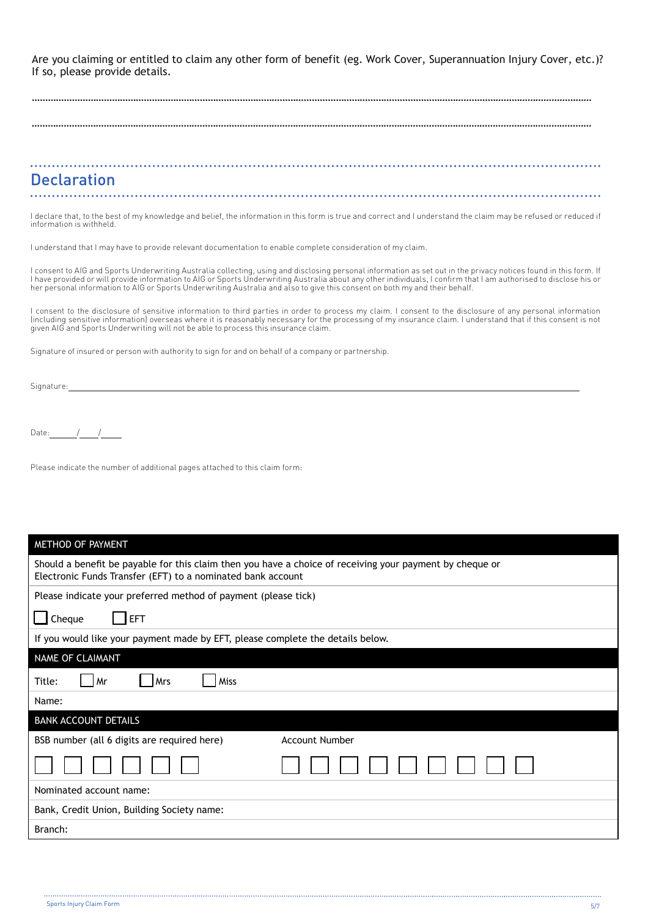Are you claiming or entitled to claim any other form of benefit (eg. Work Cover, Superannuation Injury Cover, etc.)? If so, please provide details.

.................................................................................................................................................................................................................

.................................................................................................................................................................................................................

## Declaration

I declare that, to the best of my knowledge and belief, the information in this form is true and correct and I understand the claim may be refused or reduced if information is withheld.

I understand that I may have to provide relevant documentation to enable complete consideration of my claim.

I consent to AIG and Sports Underwriting Australia collecting, using and disclosing personal information as set out in the privacy notices found in this form. If I have provided or will provide information to AIG or Sports Underwriting Australia about any other individuals, I confirm that I am authorised to disclose his or her personal information to AIG or Sports Underwriting Australia and also to give this consent on both my and their behalf.

I consent to the disclosure of sensitive information to third parties in order to process my claim. I consent to the disclosure of any personal information (including sensitive information) overseas where it is reasonably necessary for the processing of my insurance claim. I understand that if this consent is not given AIG and Sports Underwriting will not be able to process this insurance claim.

Signature of insured or person with authority to sign for and on behalf of a company or partnership.

Signature: ________________________________________________

Date: _____/_____/_____

Please indicate the number of additional pages attached to this claim form:

| METHOD OF PAYMENT | |
|---|---|
| Should a benefit be payable for this claim then you have a choice of receiving your payment by cheque or Electronic Funds Transfer (EFT) to a nominated bank account | |
| Please indicate your preferred method of payment (please tick) | |
| ☐ Cheque ☐ EFT | |
| If you would like your payment made by EFT, please complete the details below. | |
| **NAME OF CLAIMANT** | |
| Title: ☐ Mr ☐ Mrs ☐ Miss | |
| Name: | |
| **BANK ACCOUNT DETAILS** | |
| BSB number (all 6 digits are required here) | Account Number |
| ☐ ☐ ☐ ☐ ☐ ☐ | ☐ ☐ ☐ ☐ ☐ ☐ ☐ ☐ ☐ |
| Nominated account name: | |
| Bank, Credit Union, Building Society name: | |
| Branch: | |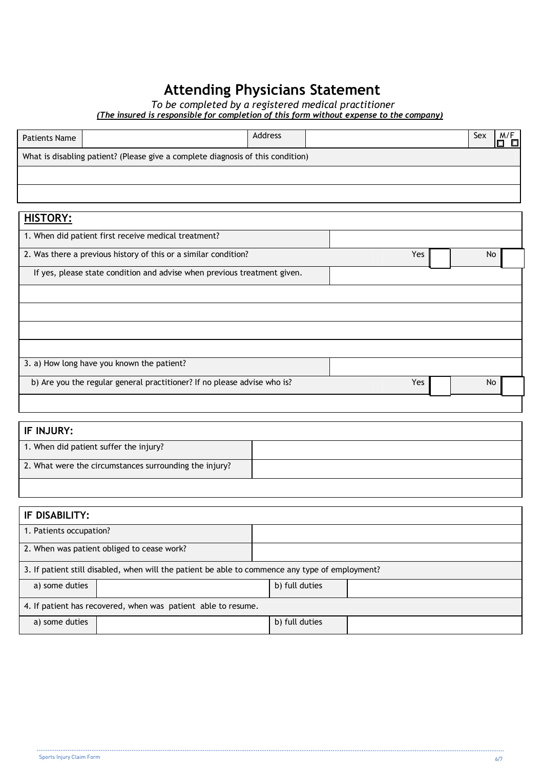# Attending Physicians Statement

*To be completed by a registered medical practitioner*

***(The insured is responsible for completion of this form without expense to the company)***

| Patients Name | | Address | | Sex | M/F ☐ ☐ |
|---|---|---|---|---|---|
| What is disabling patient? (Please give a complete diagnosis of this condition) | | | | | |
| | | | | | |
| | | | | | |

## HISTORY:

| | | | | | |
|---|---|---|---|---|---|
| 1. When did patient first receive medical treatment? | | | | | |
| 2. Was there a previous history of this or a similar condition? | | Yes | ☐ | No | ☐ |
| If yes, please state condition and advise when previous treatment given. | | | | | |
| | | | | | |
| | | | | | |
| | | | | | |
| | | | | | |
| 3. a) How long have you known the patient? | | | | | |
| b) Are you the regular general practitioner? If no please advise who is? | | Yes | ☐ | No | ☐ |
| | | | | | |

## IF INJURY:

| | |
|---|---|
| 1. When did patient suffer the injury? | |
| 2. What were the circumstances surrounding the injury? | |
| | |

## IF DISABILITY:

| | | | |
|---|---|---|---|
| 1. Patients occupation? | | | |
| 2. When was patient obliged to cease work? | | | |
| 3. If patient still disabled, when will the patient be able to commence any type of employment? | | | |
| a) some duties | | b) full duties | |
| 4. If patient has recovered, when was patient able to resume. | | | |
| a) some duties | | b) full duties | |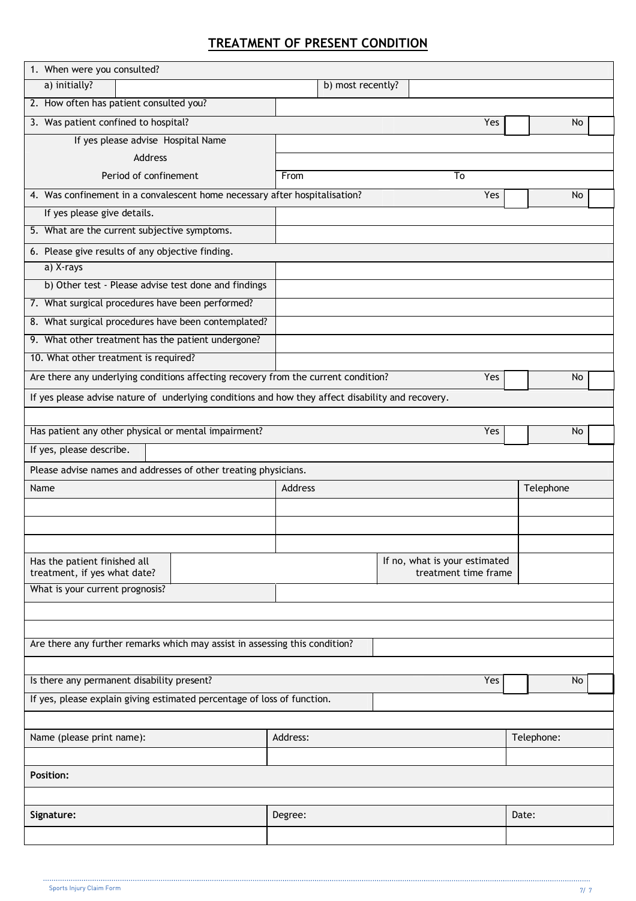## TREATMENT OF PRESENT CONDITION

| | | | | | |
|---|---|---|---|---|---|
| 1. When were you consulted? | | | | | |
| a) initially? | | b) most recently? | | | |
| 2. How often has patient consulted you? | | | | | |
| 3. Was patient confined to hospital? | | | Yes | | No |
| If yes please advise Hospital Name | | | | | |
| Address | | | | | |
| Period of confinement | From | | To | | |
| 4. Was confinement in a convalescent home necessary after hospitalisation? | | | Yes | | No |
| If yes please give details. | | | | | |
| 5. What are the current subjective symptoms. | | | | | |
| 6. Please give results of any objective finding. | | | | | |
| a) X-rays | | | | | |
| b) Other test - Please advise test done and findings | | | | | |
| 7. What surgical procedures have been performed? | | | | | |
| 8. What surgical procedures have been contemplated? | | | | | |
| 9. What other treatment has the patient undergone? | | | | | |
| 10. What other treatment is required? | | | | | |
| Are there any underlying conditions affecting recovery from the current condition? | | | Yes | | No |
| If yes please advise nature of underlying conditions and how they affect disability and recovery. | | | | | |
| | | | | | |
| Has patient any other physical or mental impairment? | | | Yes | | No |
| If yes, please describe. | | | | | |

Please advise names and addresses of other treating physicians.

| Name | Address | Telephone |
|---|---|---|
| | | |
| | | |
| | | |

| | | | |
|---|---|---|---|
| Has the patient finished all treatment, if yes what date? | | If no, what is your estimated treatment time frame | |
| What is your current prognosis? | | | |
| | | | |
| | | | |
| Are there any further remarks which may assist in assessing this condition? | | | |
| | | | |

| | | | | |
|---|---|---|---|---|
| Is there any permanent disability present? | Yes | | No | |
| If yes, please explain giving estimated percentage of loss of function. | | | | |
| | | | | |

| Name (please print name): | Address: | Telephone: |
|---|---|---|
| | | |
| **Position:** | | |
| | | |
| **Signature:** | Degree: | Date: |
| | | |